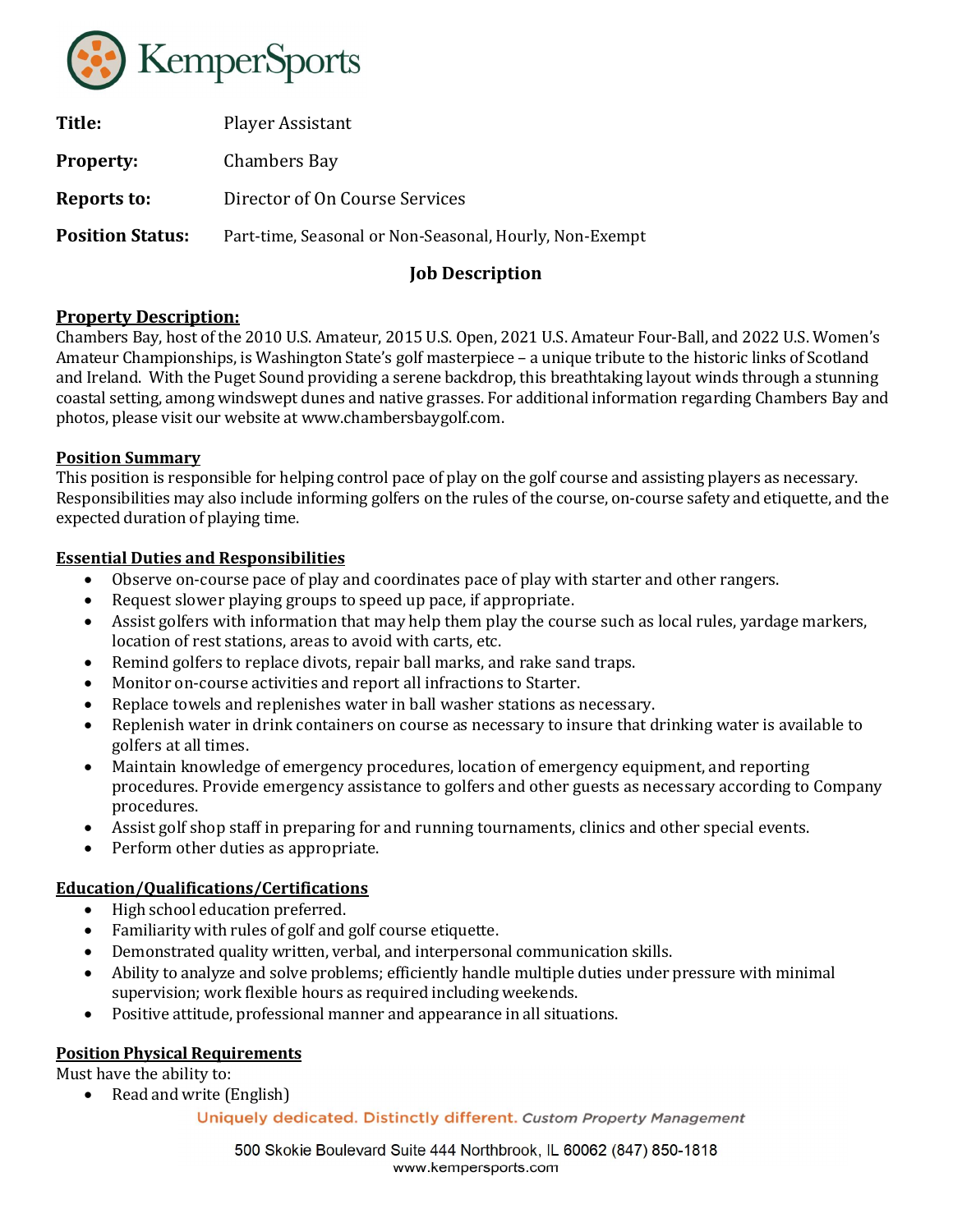KemperSports

**Title:** Player Assistant

**Property:** Chambers Bay

**Reports to:** Director of On Course Services

**Position Status:** Part-time, Seasonal or Non-Seasonal, Hourly, Non-Exempt

## Job Description

### Property Description:

Chambers Bay, host of the 2010 U.S. Amateur, 2015 U.S. Open, 2021 U.S. Amateur Four-Ball, and 2022 U.S. Women's Amateur Championships, is Washington State's golf masterpiece – a unique tribute to the historic links of Scotland and Ireland. With the Puget Sound providing a serene backdrop, this breathtaking layout winds through a stunning coastal setting, among windswept dunes and native grasses. For additional information regarding Chambers Bay and photos, please visit our website at www.chambersbaygolf.com.

### Position Summary

This position is responsible for helping control pace of play on the golf course and assisting players as necessary. Responsibilities may also include informing golfers on the rules of the course, on-course safety and etiquette, and the expected duration of playing time.

### Essential Duties and Responsibilities

- Observe on-course pace of play and coordinates pace of play with starter and other rangers.
- Request slower playing groups to speed up pace, if appropriate.
- Assist golfers with information that may help them play the course such as local rules, yardage markers, location of rest stations, areas to avoid with carts, etc.
- Remind golfers to replace divots, repair ball marks, and rake sand traps.
- Monitor on-course activities and report all infractions to Starter.
- Replace towels and replenishes water in ball washer stations as necessary.
- Replenish water in drink containers on course as necessary to insure that drinking water is available to golfers at all times.
- Maintain knowledge of emergency procedures, location of emergency equipment, and reporting procedures. Provide emergency assistance to golfers and other guests as necessary according to Company procedures.
- Assist golf shop staff in preparing for and running tournaments, clinics and other special events.
- Perform other duties as appropriate.

### Education/Qualifications/Certifications

- High school education preferred.
- Familiarity with rules of golf and golf course etiquette.
- Demonstrated quality written, verbal, and interpersonal communication skills.
- Ability to analyze and solve problems; efficiently handle multiple duties under pressure with minimal supervision; work flexible hours as required including weekends.
- Positive attitude, professional manner and appearance in all situations.

### Position Physical Requirements

Must have the ability to:

- Read and write (English)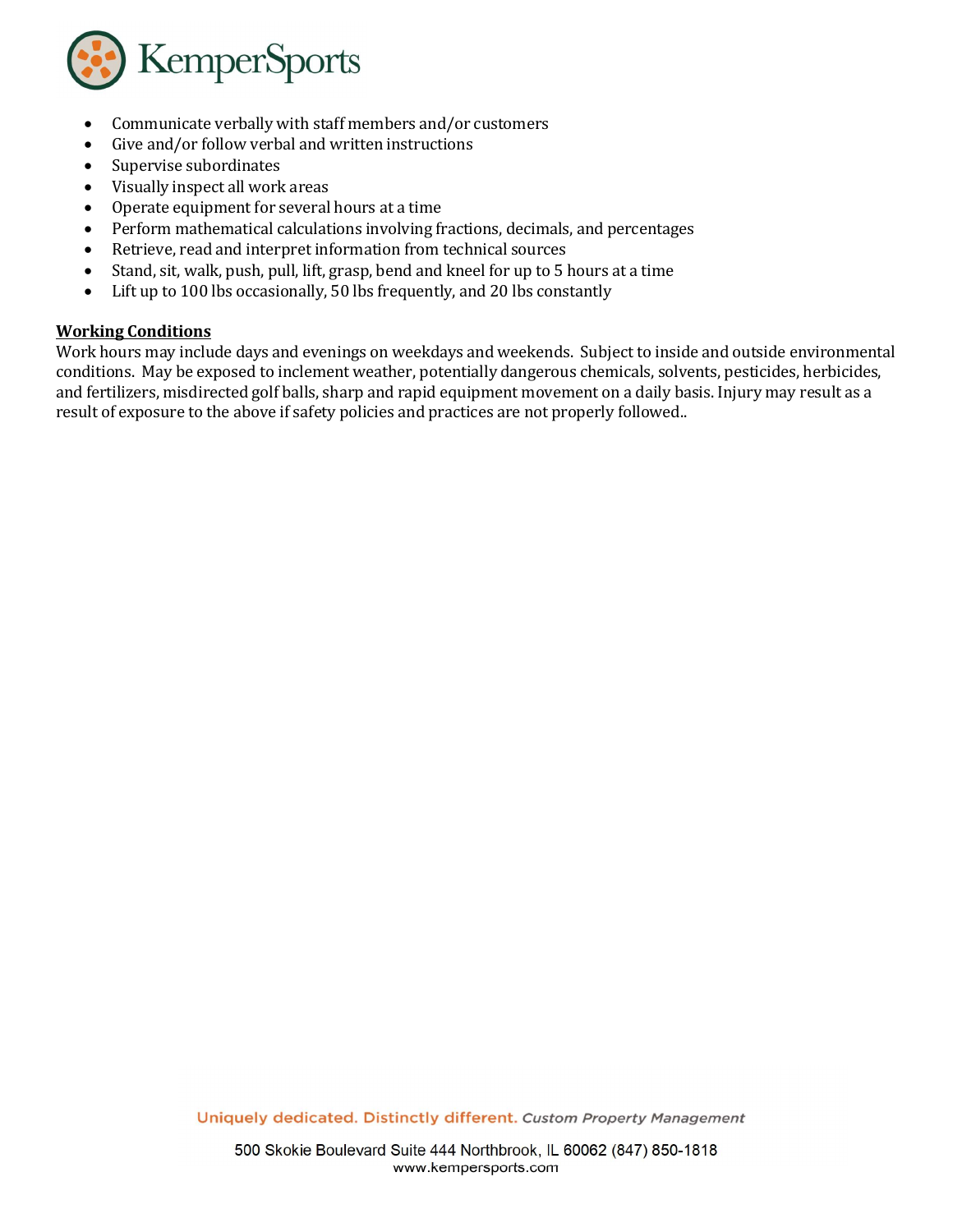- Communicate verbally with staff members and/or customers
- Give and/or follow verbal and written instructions
- Supervise subordinates
- Visually inspect all work areas
- Operate equipment for several hours at a time
- Perform mathematical calculations involving fractions, decimals, and percentages
- Retrieve, read and interpret information from technical sources
- Stand, sit, walk, push, pull, lift, grasp, bend and kneel for up to 5 hours at a time
- Lift up to 100 lbs occasionally, 50 lbs frequently, and 20 lbs constantly

**Working Conditions**

Work hours may include days and evenings on weekdays and weekends. Subject to inside and outside environmental conditions. May be exposed to inclement weather, potentially dangerous chemicals, solvents, pesticides, herbicides, and fertilizers, misdirected golf balls, sharp and rapid equipment movement on a daily basis. Injury may result as a result of exposure to the above if safety policies and practices are not properly followed..